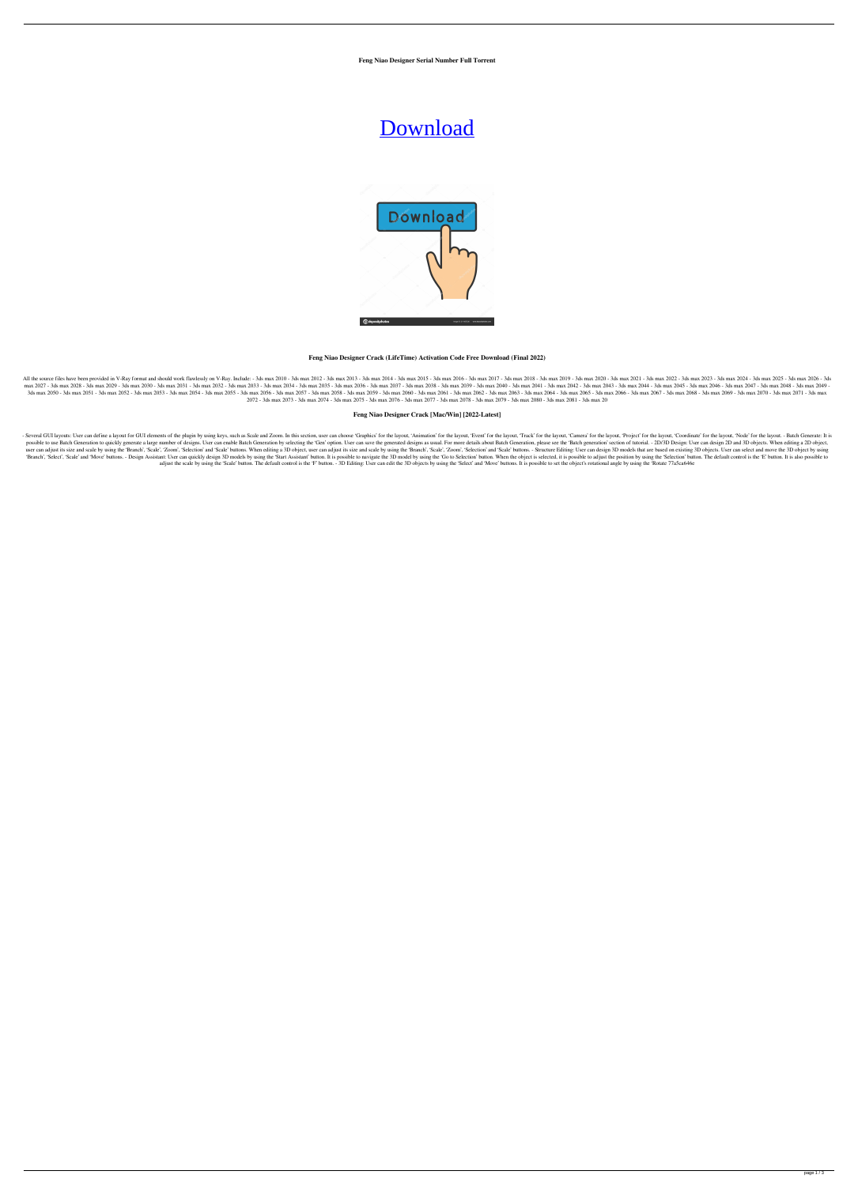**Feng Niao Designer Serial Number Full Torrent**

# Download

### Feng Niao Designer Crack (LifeTime) Activation Code Free Download (Final 2022)

All the source files have been provided in V-Ray format and should work flawlessly on V-Ray. Include: - 3ds max 2010 - 3ds max 2012 - 3ds max 2013 - 3ds max 2014 - 3ds max 2015 - 3ds max 2016 - 3ds max 2017 - 3ds max 2018 - 3ds max 2019 - 3ds max 2020 - 3ds max 2021 - 3ds max 2022 - 3ds max 2023 - 3ds max 2024 - 3ds max 2025 - 3ds max 2026 - 3ds max 2027 - 3ds max 2028 - 3ds max 2029 - 3ds max 2030 - 3ds max 2031 - 3ds max 2032 - 3ds max 2033 - 3ds max 2034 - 3ds max 2035 - 3ds max 2036 - 3ds max 2037 - 3ds max 2038 - 3ds max 2039 - 3ds max 2040 - 3ds max 2041 - 3ds max 2042 - 3ds max 2043 - 3ds max 2044 - 3ds max 2045 - 3ds max 2046 - 3ds max 2047 - 3ds max 2048 - 3ds max 2049 - 3ds max 2050 - 3ds max 2051 - 3ds max 2052 - 3ds max 2053 - 3ds max 2054 - 3ds max 2055 - 3ds max 2056 - 3ds max 2057 - 3ds max 2058 - 3ds max 2059 - 3ds max 2060 - 3ds max 2061 - 3ds max 2062 - 3ds max 2063 - 3ds max 2064 - 3ds max 2065 - 3ds max 2066 - 3ds max 2067 - 3ds max 2068 - 3ds max 2069 - 3ds max 2070 - 3ds max 2071 - 3ds max 2072 - 3ds max 2073 - 3ds max 2074 - 3ds max 2075 - 3ds max 2076 - 3ds max 2077 - 3ds max 2078 - 3ds max 2079 - 3ds max 2080 - 3ds max 2081 - 3ds max 20

### Feng Niao Designer Crack [Mac/Win] [2022-Latest]

- Several GUI layouts: User can define a layout for GUI elements of the plugin by using keys, such as Scale and Zoom. In this section, user can choose 'Graphics' for the layout, 'Animation' for the layout, 'Event' for the layout, 'Track' for the layout, 'Camera' for the layout, 'Project' for the layout, 'Coordinate' for the layout, 'Node' for the layout. - Batch Generate: It is possible to use Batch Generation to quickly generate a large number of designs. User can enable Batch Generation by selecting the 'Gen' option. User can save the generated designs as usual. For more details about Batch Generation, please see the 'Batch generation' section of tutorial. - 2D/3D Design: User can design 2D and 3D objects. When editing a 2D object, user can adjust its size and scale by using the 'Branch', 'Scale', 'Zoom', 'Selection' and 'Scale' buttons. When editing a 3D object, user can adjust its size and scale by using the 'Branch', 'Scale', 'Zoom', 'Selection' and 'Scale' buttons. - Structure Editing: User can design 3D models that are based on existing 3D objects. User can select and move the 3D object by using 'Branch', 'Select', 'Scale' and 'Move' buttons. - Design Assistant: User can quickly design 3D models by using the 'Start Assistant' button. It is possible to navigate the 3D model by using the 'Go to Selection' button. When the object is selected, it is possible to adjust the position by using the 'Selection' button. The default control is the 'E' button. It is also possible to adjust the scale by using the 'Scale' button. The default control is the 'F' button. - 3D Editing: User can edit the 3D objects by using the 'Select' and 'Move' buttons. It is possible to set the object's rotational angle by using the 'Rotate 77a5ca646e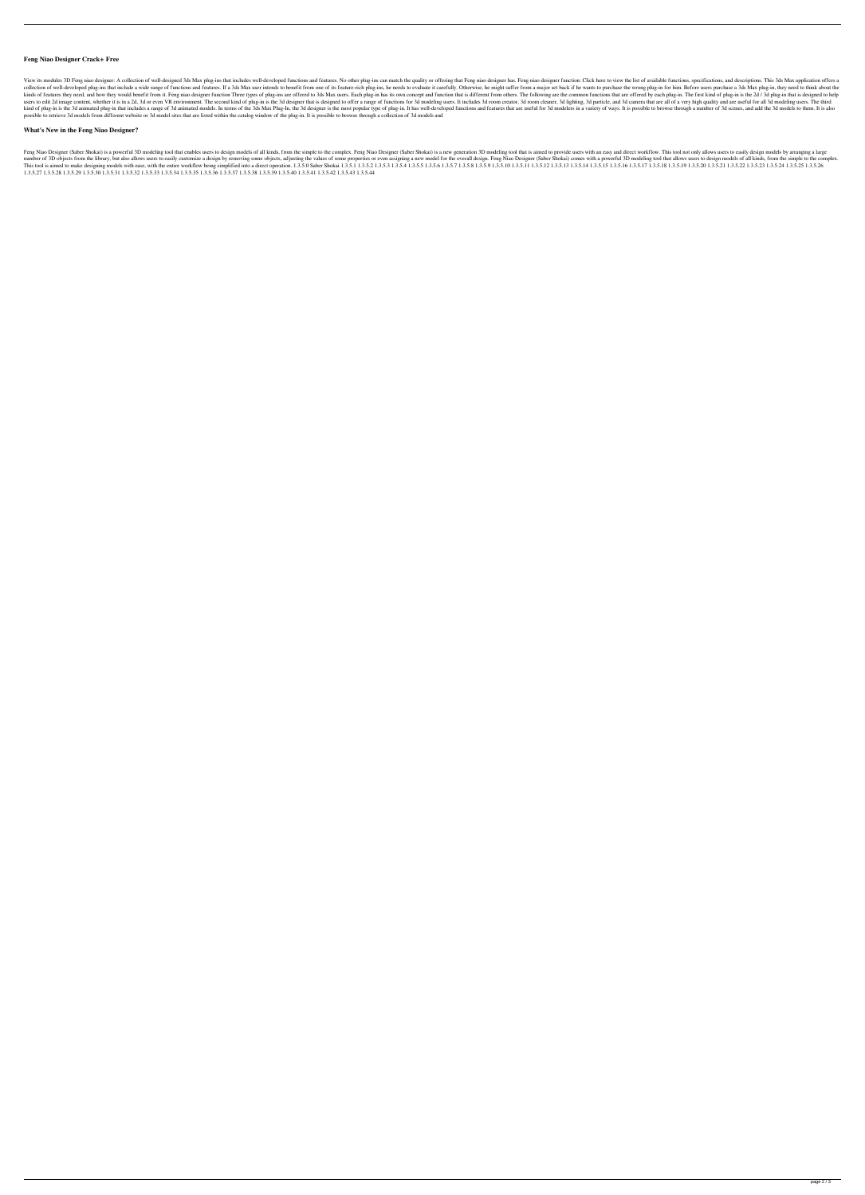### Feng Niao Designer Crack+ Free

View its modules 3D Feng niao designer: A collection of well-designed 3ds Max plug-ins that includes well-developed functions and features. No other plug-ins can match the quality or offering that Feng niao designer has. Feng niao designer function: Click here to view the list of available functions, specifications, and descriptions. This 3ds Max application offers a collection of well-developed plug-ins that include a wide range of functions and features. If a 3ds Max user intends to benefit from one of its feature-rich plug-ins, he needs to evaluate it carefully. Otherwise, he might suffer from a major set back if he wants to purchase the wrong plug-in for him. Before users purchase a 3ds Max plug-in, they need to think about the kinds of features they need, and how they would benefit from it. Feng niao designer function Three types of plug-ins are offered to 3ds Max users. Each plug-in has its own concept and function that is different from others. The following are the common functions that are offered by each plug-in. The first kind of plug-in is the 2d / 3d plug-in that is designed to help users to edit 2d image content, whether it is in a 2d, 3d or even VR environment. The second kind of plug-in is the 3d designer that is designed to offer a range of functions for 3d modeling users. It includes 3d room creator, 3d room cleaner, 3d lighting, 3d particle, and 3d camera that are all of a very high quality and are useful for all 3d modeling users. The third kind of plug-in is the 3d animated plug-in that includes a range of 3d animated models. In terms of the 3ds Max Plug-In, the 3d designer is the most popular type of plug-in. It has well-developed functions and features that are useful for 3d modelers in a variety of ways. It is possible to browse through a number of 3d scenes, and add the 3d models to them. It is also possible to retrieve 3d models from different website or 3d model sites that are listed within the catalog window of the plug-in. It is possible to browse through a collection of 3d models and

### What's New in the Feng Niao Designer?

Feng Niao Designer (Saber Shokai) is a powerful 3D modeling tool that enables users to design models of all kinds, from the simple to the complex. Feng Niao Designer (Saber Shokai) is a new generation 3D modeling tool that is aimed to provide users with an easy and direct workflow. This tool not only allows users to easily design models by arranging a large number of 3D objects from the library, but also allows users to easily customize a design by removing some objects, adjusting the values of some properties or even assigning a new model for the overall design. Feng Niao Designer (Saber Shokai) comes with a powerful 3D modeling tool that allows users to design models of all kinds, from the simple to the complex. This tool is aimed to make designing models with ease, with the entire workflow being simplified into a direct operation. 1.3.5.0 Saber Shokai 1.3.5.1 1.3.5.2 1.3.5.3 1.3.5.4 1.3.5.5 1.3.5.6 1.3.5.7 1.3.5.8 1.3.5.9 1.3.5.10 1.3.5.11 1.3.5.12 1.3.5.13 1.3.5.14 1.3.5.15 1.3.5.16 1.3.5.17 1.3.5.18 1.3.5.19 1.3.5.20 1.3.5.21 1.3.5.22 1.3.5.23 1.3.5.24 1.3.5.25 1.3.5.26 1.3.5.27 1.3.5.28 1.3.5.29 1.3.5.30 1.3.5.31 1.3.5.32 1.3.5.33 1.3.5.34 1.3.5.35 1.3.5.36 1.3.5.37 1.3.5.38 1.3.5.39 1.3.5.40 1.3.5.41 1.3.5.42 1.3.5.43 1.3.5.44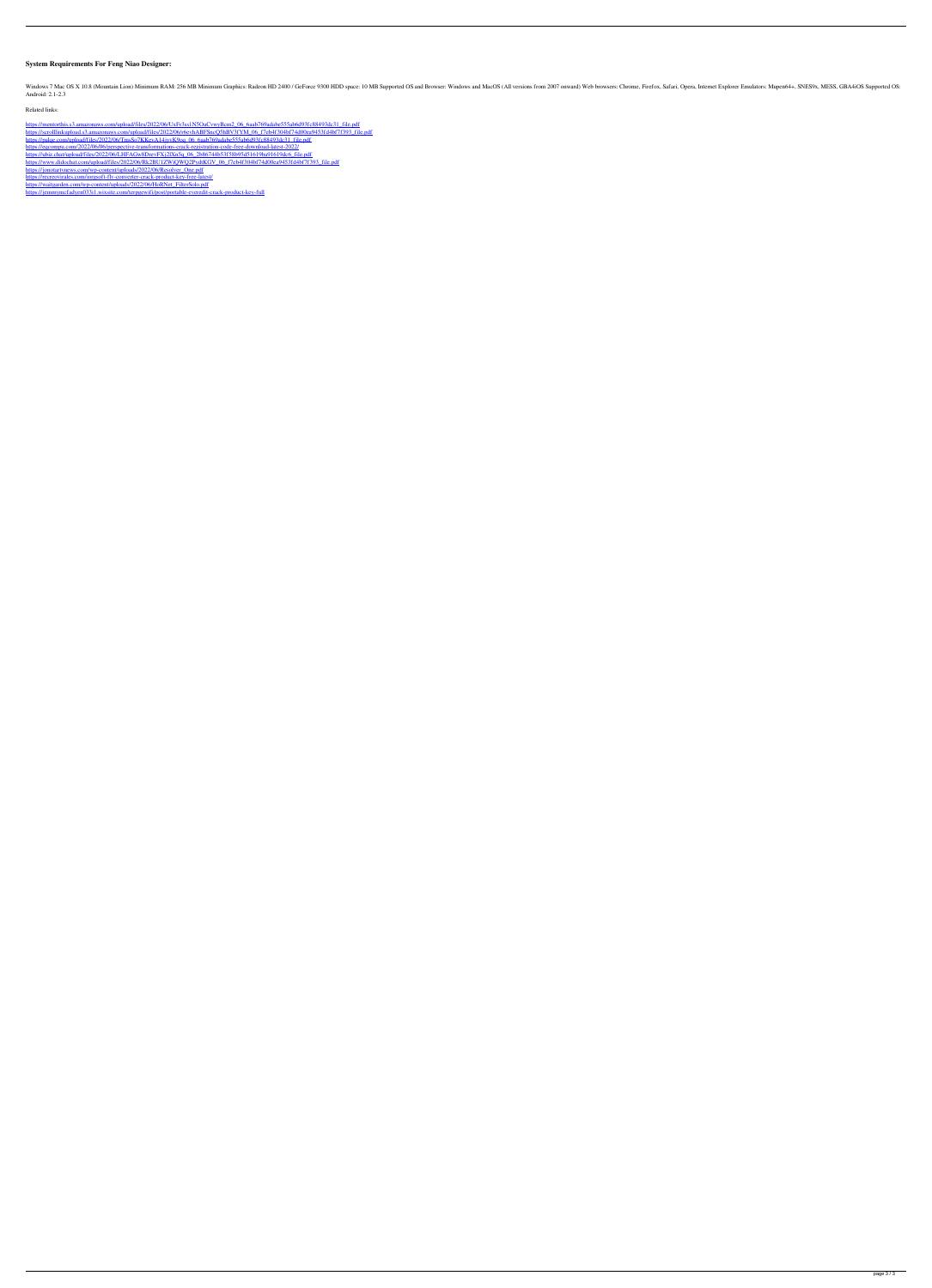### System Requirements For Feng Niao Designer:

Windows 7 Mac OS X 10.8 (Mountain Lion) Minimum RAM: 256 MB Minimum Graphics: Radeon HD 2400 / GeForce 9300 HDD space: 10 MB Supported OS and Browser: Windows and MacOS (All versions from 2007 onward) Web browsers: Chrome, Firefox, Safari, Opera, Internet Explorer Emulators: Mupen64+, SNES9x, MESS, GBA4iOS Supported OS: Android: 2.1-2.3

Related links:

https://mentorthis.s3.amazonaws.com/upload/files/2022/06/UxFt3vs1N5OaCvwyBcm2_06_6aab7b9adabe555ab6d93fc88493dc31_file.pdf
https://scrolllinkupload.s3.amazonaws.com/upload/files/2022/06/r6evhABFSncQ5hBV3fYM_06_f7eb4f304bf74d00ea9453fd4bf7f393_file.pdf
https://pnda.com/upload/files/2022/06/TmuSc7KKcyA14jevK9oq_06_6aab7b9adabe555ab6d93fc88493dc31_file.pdf
https://egcompu.com/2022/06/06/perspective-transformations-crack-registration-code-free-download-latest-2022/
https://ubiz.chat/upload/files/2022/06/LHFAGw8DrevFXj20Xn5q_06_2b86744b53f58b95d51619ba91619dc6_file.pdf
https://www.didochat.com/upload/files/2022/06/Bk2BU1ZWtQWQ2PvshKGV_06_f7eb4f304bf74d00ea9453fd4bf7f393_file.pdf
https://jonotartvnews.com/wp-content/uploads/2022/06/Resolver_One.pdf
https://recreovirales.com/iorgsoft-flv-converter-crack-product-key-free-latest/
https://waitgarden.com/wp-content/uploads/2022/06/HoRNet_FilterSolo.pdf
https://jemmymcfadyen033i1.wixsite.com/terpaewifi/post/portable-everedit-crack-product-key-full